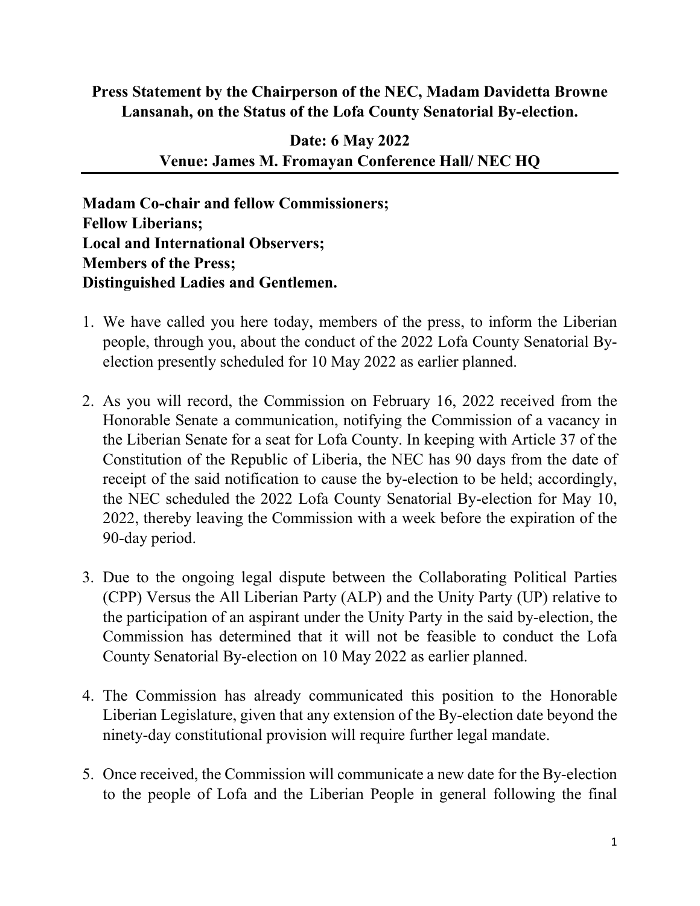**Press Statement by the Chairperson of the NEC, Madam Davidetta Browne Lansanah, on the Status of the Lofa County Senatorial By-election.**

**Date: 6 May 2022**
**Venue: James M. Fromayan Conference Hall/ NEC HQ**

---

**Madam Co-chair and fellow Commissioners;**
**Fellow Liberians;**
**Local and International Observers;**
**Members of the Press;**
**Distinguished Ladies and Gentlemen.**

1. We have called you here today, members of the press, to inform the Liberian people, through you, about the conduct of the 2022 Lofa County Senatorial By-election presently scheduled for 10 May 2022 as earlier planned.

2. As you will record, the Commission on February 16, 2022 received from the Honorable Senate a communication, notifying the Commission of a vacancy in the Liberian Senate for a seat for Lofa County. In keeping with Article 37 of the Constitution of the Republic of Liberia, the NEC has 90 days from the date of receipt of the said notification to cause the by-election to be held; accordingly, the NEC scheduled the 2022 Lofa County Senatorial By-election for May 10, 2022, thereby leaving the Commission with a week before the expiration of the 90-day period.

3. Due to the ongoing legal dispute between the Collaborating Political Parties (CPP) Versus the All Liberian Party (ALP) and the Unity Party (UP) relative to the participation of an aspirant under the Unity Party in the said by-election, the Commission has determined that it will not be feasible to conduct the Lofa County Senatorial By-election on 10 May 2022 as earlier planned.

4. The Commission has already communicated this position to the Honorable Liberian Legislature, given that any extension of the By-election date beyond the ninety-day constitutional provision will require further legal mandate.

5. Once received, the Commission will communicate a new date for the By-election to the people of Lofa and the Liberian People in general following the final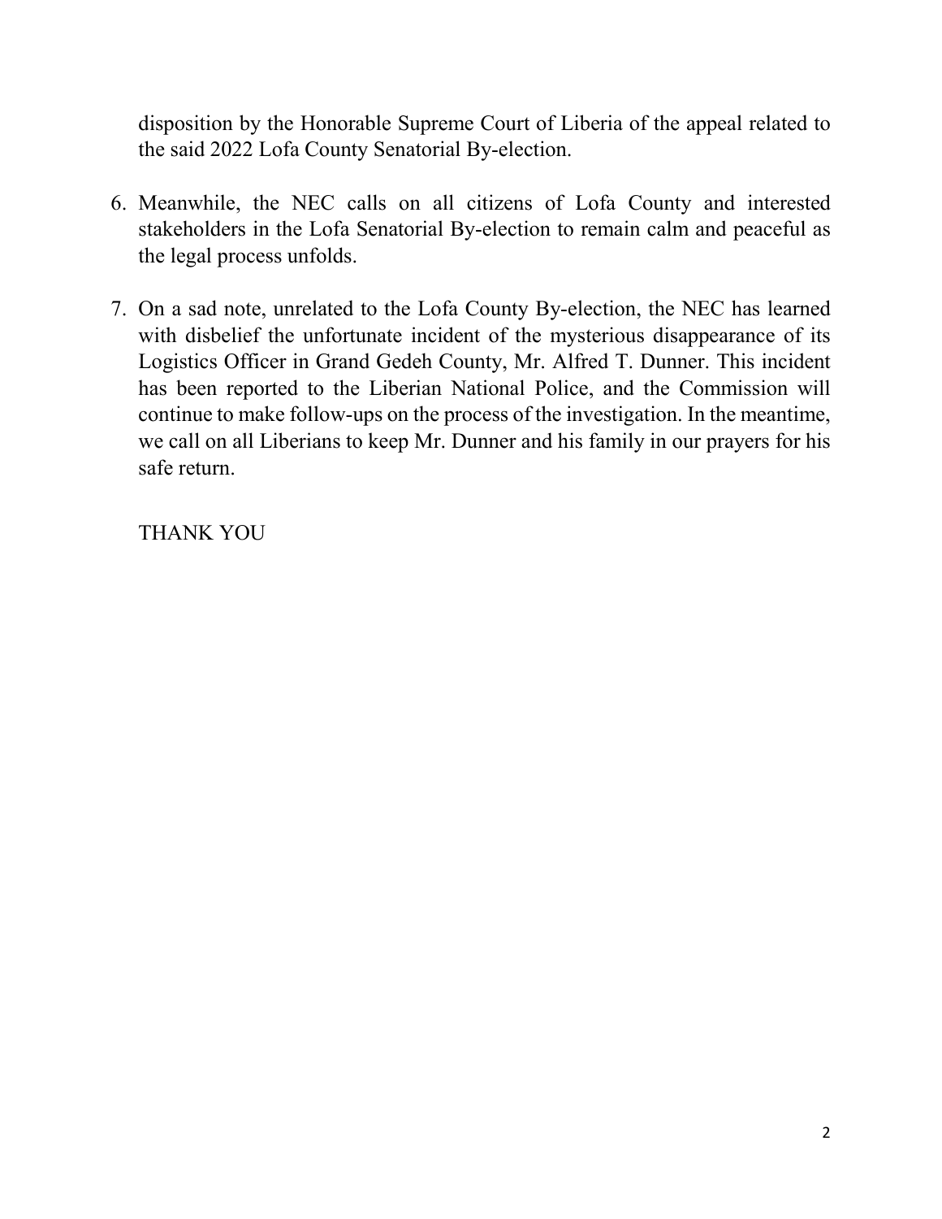disposition by the Honorable Supreme Court of Liberia of the appeal related to the said 2022 Lofa County Senatorial By-election.

6. Meanwhile, the NEC calls on all citizens of Lofa County and interested stakeholders in the Lofa Senatorial By-election to remain calm and peaceful as the legal process unfolds.

7. On a sad note, unrelated to the Lofa County By-election, the NEC has learned with disbelief the unfortunate incident of the mysterious disappearance of its Logistics Officer in Grand Gedeh County, Mr. Alfred T. Dunner. This incident has been reported to the Liberian National Police, and the Commission will continue to make follow-ups on the process of the investigation. In the meantime, we call on all Liberians to keep Mr. Dunner and his family in our prayers for his safe return.

THANK YOU